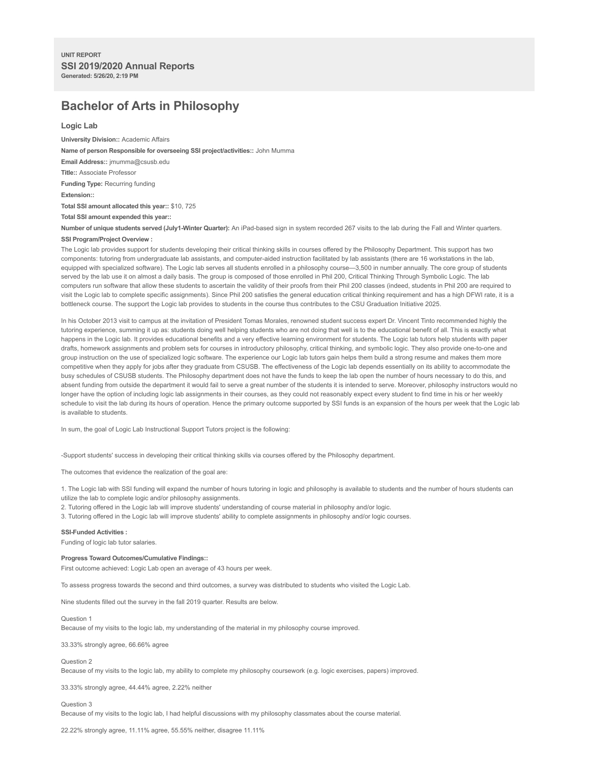UNIT REPORT

**SSI 2019/2020 Annual Reports**

**Generated: 5/26/20, 2:19 PM**

# Bachelor of Arts in Philosophy

## Logic Lab

**University Division::** Academic Affairs

**Name of person Responsible for overseeing SSI project/activities::** John Mumma

**Email Address::** jmumma@csusb.edu

**Title::** Associate Professor

**Funding Type:** Recurring funding

**Extension::**

**Total SSI amount allocated this year::** $10, 725

**Total SSI amount expended this year::**

**Number of unique students served (July1-Winter Quarter):** An iPad-based sign in system recorded 267 visits to the lab during the Fall and Winter quarters.

**SSI Program/Project Overview :**

The Logic lab provides support for students developing their critical thinking skills in courses offered by the Philosophy Department. This support has two components: tutoring from undergraduate lab assistants, and computer-aided instruction facilitated by lab assistants (there are 16 workstations in the lab, equipped with specialized software). The Logic lab serves all students enrolled in a philosophy course—3,500 in number annually. The core group of students served by the lab use it on almost a daily basis. The group is composed of those enrolled in Phil 200, Critical Thinking Through Symbolic Logic. The lab computers run software that allow these students to ascertain the validity of their proofs from their Phil 200 classes (indeed, students in Phil 200 are required to visit the Logic lab to complete specific assignments). Since Phil 200 satisfies the general education critical thinking requirement and has a high DFWI rate, it is a bottleneck course. The support the Logic lab provides to students in the course thus contributes to the CSU Graduation Initiative 2025.

In his October 2013 visit to campus at the invitation of President Tomas Morales, renowned student success expert Dr. Vincent Tinto recommended highly the tutoring experience, summing it up as: students doing well helping students who are not doing that well is to the educational benefit of all. This is exactly what happens in the Logic lab. It provides educational benefits and a very effective learning environment for students. The Logic lab tutors help students with paper drafts, homework assignments and problem sets for courses in introductory philosophy, critical thinking, and symbolic logic. They also provide one-to-one and group instruction on the use of specialized logic software. The experience our Logic lab tutors gain helps them build a strong resume and makes them more competitive when they apply for jobs after they graduate from CSUSB. The effectiveness of the Logic lab depends essentially on its ability to accommodate the busy schedules of CSUSB students. The Philosophy department does not have the funds to keep the lab open the number of hours necessary to do this, and absent funding from outside the department it would fail to serve a great number of the students it is intended to serve. Moreover, philosophy instructors would no longer have the option of including logic lab assignments in their courses, as they could not reasonably expect every student to find time in his or her weekly schedule to visit the lab during its hours of operation. Hence the primary outcome supported by SSI funds is an expansion of the hours per week that the Logic lab is available to students.

In sum, the goal of Logic Lab Instructional Support Tutors project is the following:

-Support students' success in developing their critical thinking skills via courses offered by the Philosophy department.

The outcomes that evidence the realization of the goal are:

1. The Logic lab with SSI funding will expand the number of hours tutoring in logic and philosophy is available to students and the number of hours students can utilize the lab to complete logic and/or philosophy assignments.
2. Tutoring offered in the Logic lab will improve students' understanding of course material in philosophy and/or logic.
3. Tutoring offered in the Logic lab will improve students' ability to complete assignments in philosophy and/or logic courses.

**SSI-Funded Activities :**

Funding of logic lab tutor salaries.

**Progress Toward Outcomes/Cumulative Findings::**

First outcome achieved: Logic Lab open an average of 43 hours per week.

To assess progress towards the second and third outcomes, a survey was distributed to students who visited the Logic Lab.

Nine students filled out the survey in the fall 2019 quarter. Results are below.

Question 1

Because of my visits to the logic lab, my understanding of the material in my philosophy course improved.

33.33% strongly agree, 66.66% agree

Question 2

Because of my visits to the logic lab, my ability to complete my philosophy coursework (e.g. logic exercises, papers) improved.

33.33% strongly agree, 44.44% agree, 2.22% neither

Question 3

Because of my visits to the logic lab, I had helpful discussions with my philosophy classmates about the course material.

22.22% strongly agree, 11.11% agree, 55.55% neither, disagree 11.11%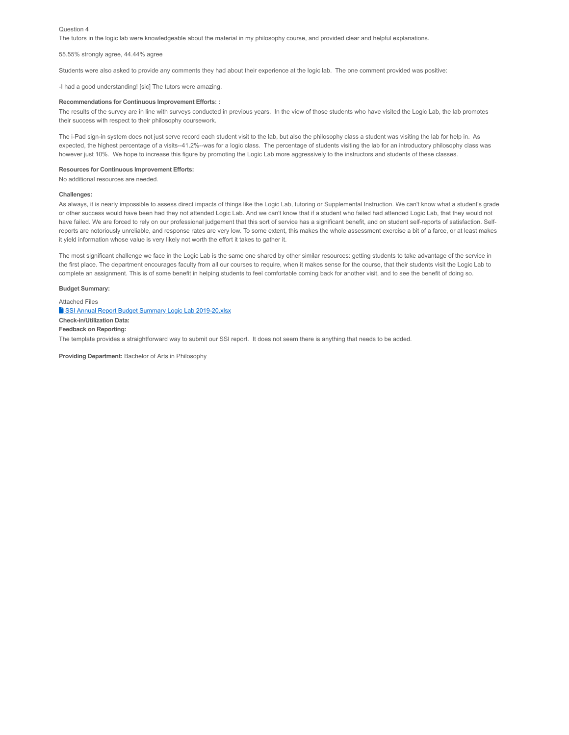Question 4

The tutors in the logic lab were knowledgeable about the material in my philosophy course, and provided clear and helpful explanations.

55.55% strongly agree, 44.44% agree

Students were also asked to provide any comments they had about their experience at the logic lab. The one comment provided was positive:

-I had a good understanding! [sic] The tutors were amazing.

**Recommendations for Continuous Improvement Efforts: :**

The results of the survey are in line with surveys conducted in previous years. In the view of those students who have visited the Logic Lab, the lab promotes their success with respect to their philosophy coursework.

The i-Pad sign-in system does not just serve record each student visit to the lab, but also the philosophy class a student was visiting the lab for help in. As expected, the highest percentage of a visits--41.2%--was for a logic class. The percentage of students visiting the lab for an introductory philosophy class was however just 10%. We hope to increase this figure by promoting the Logic Lab more aggressively to the instructors and students of these classes.

**Resources for Continuous Improvement Efforts:**

No additional resources are needed.

**Challenges:**

As always, it is nearly impossible to assess direct impacts of things like the Logic Lab, tutoring or Supplemental Instruction. We can't know what a student's grade or other success would have been had they not attended Logic Lab. And we can't know that if a student who failed had attended Logic Lab, that they would not have failed. We are forced to rely on our professional judgement that this sort of service has a significant benefit, and on student self-reports of satisfaction. Self-reports are notoriously unreliable, and response rates are very low. To some extent, this makes the whole assessment exercise a bit of a farce, or at least makes it yield information whose value is very likely not worth the effort it takes to gather it.

The most significant challenge we face in the Logic Lab is the same one shared by other similar resources: getting students to take advantage of the service in the first place. The department encourages faculty from all our courses to require, when it makes sense for the course, that their students visit the Logic Lab to complete an assignment. This is of some benefit in helping students to feel comfortable coming back for another visit, and to see the benefit of doing so.

**Budget Summary:**

Attached Files

SSI Annual Report Budget Summary Logic Lab 2019-20.xlsx

**Check-in/Utilization Data:**

**Feedback on Reporting:**

The template provides a straightforward way to submit our SSI report. It does not seem there is anything that needs to be added.

**Providing Department:** Bachelor of Arts in Philosophy